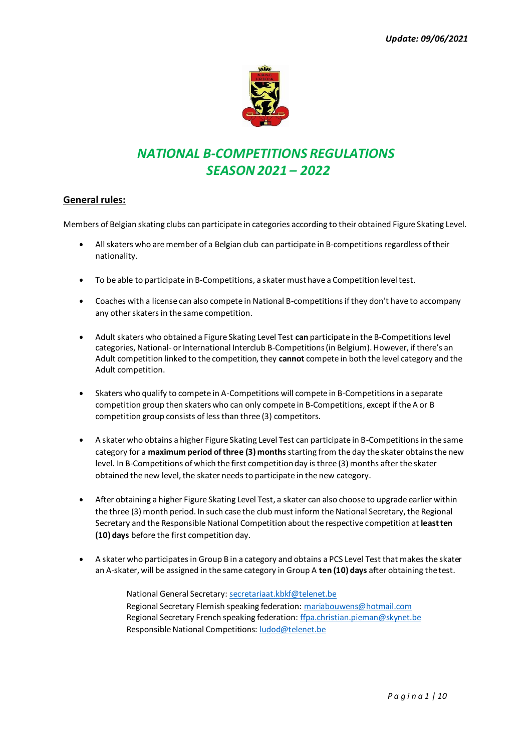*Update: 09/06/2021*

# *NATIONAL B-COMPETITIONS REGULATIONS SEASON 2021 – 2022*

## General rules:

Members of Belgian skating clubs can participate in categories according to their obtained Figure Skating Level.

- All skaters who are member of a Belgian club can participate in B-competitions regardless of their nationality.
- To be able to participate in B-Competitions, a skater must have a Competition level test.
- Coaches with a license can also compete in National B-competitions if they don't have to accompany any other skaters in the same competition.
- Adult skaters who obtained a Figure Skating Level Test **can** participate in the B-Competitions level categories, National- or International Interclub B-Competitions (in Belgium). However, if there's an Adult competition linked to the competition, they **cannot** compete in both the level category and the Adult competition.
- Skaters who qualify to compete in A-Competitions will compete in B-Competitions in a separate competition group then skaters who can only compete in B-Competitions, except if the A or B competition group consists of less than three (3) competitors.
- A skater who obtains a higher Figure Skating Level Test can participate in B-Competitions in the same category for a **maximum period of three (3) months** starting from the day the skater obtains the new level. In B-Competitions of which the first competition day is three (3) months after the skater obtained the new level, the skater needs to participate in the new category.
- After obtaining a higher Figure Skating Level Test, a skater can also choose to upgrade earlier within the three (3) month period. In such case the club must inform the National Secretary, the Regional Secretary and the Responsible National Competition about the respective competition at **least ten (10) days** before the first competition day.
- A skater who participates in Group B in a category and obtains a PCS Level Test that makes the skater an A-skater, will be assigned in the same category in Group A **ten (10) days** after obtaining the test.

National General Secretary: secretariaat.kbkf@telenet.be
Regional Secretary Flemish speaking federation: mariabouwens@hotmail.com
Regional Secretary French speaking federation: ffpa.christian.pieman@skynet.be
Responsible National Competitions: ludod@telenet.be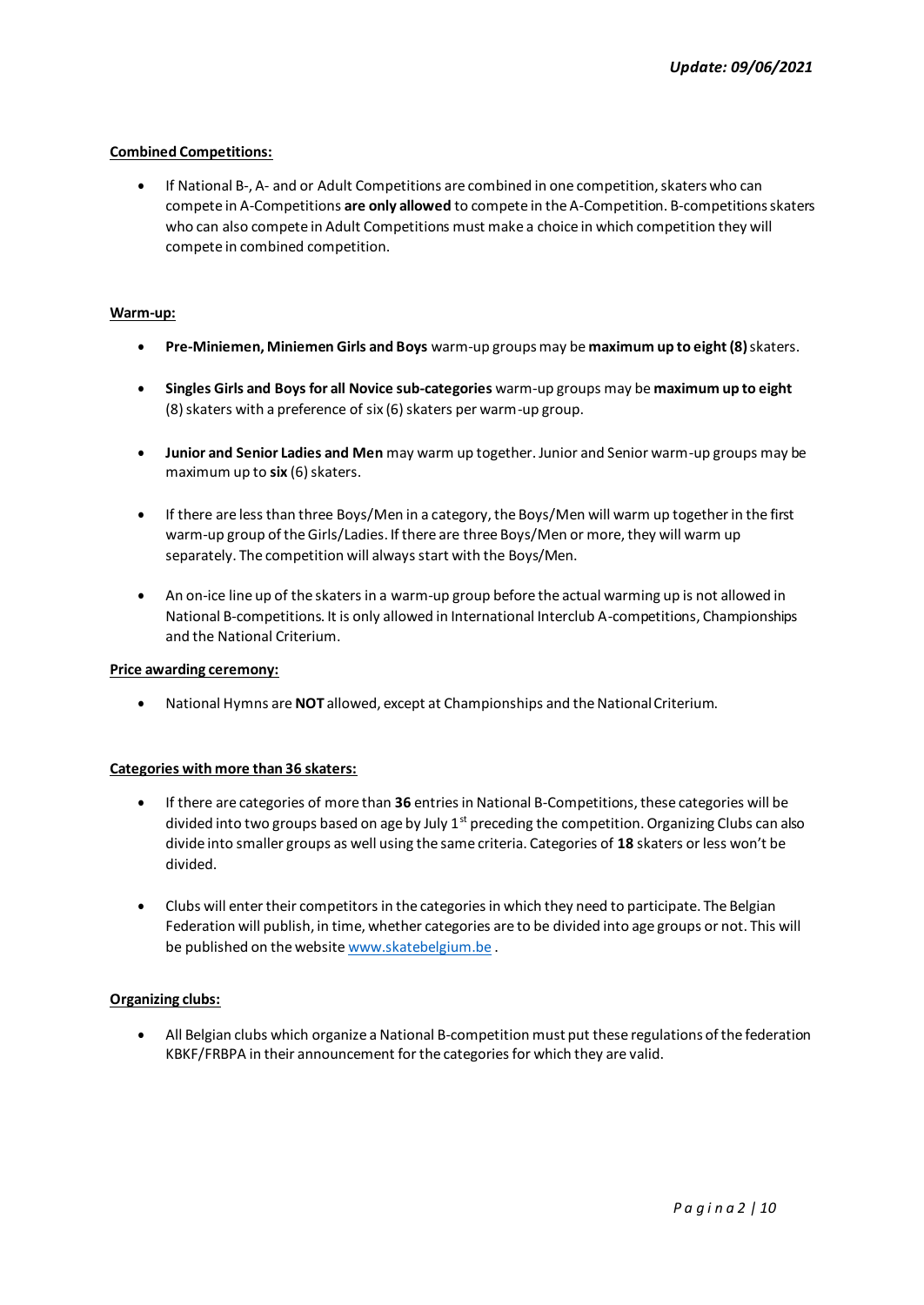*Update: 09/06/2021*

**Combined Competitions:**

- If National B-, A- and or Adult Competitions are combined in one competition, skaters who can compete in A-Competitions **are only allowed** to compete in the A-Competition. B-competitions skaters who can also compete in Adult Competitions must make a choice in which competition they will compete in combined competition.

**Warm-up:**

- **Pre-Miniemen, Miniemen Girls and Boys** warm-up groups may be **maximum up to eight (8)** skaters.
- **Singles Girls and Boys for all Novice sub-categories** warm-up groups may be **maximum up to eight** (8) skaters with a preference of six (6) skaters per warm-up group.
- **Junior and Senior Ladies and Men** may warm up together. Junior and Senior warm-up groups may be maximum up to **six** (6) skaters.
- If there are less than three Boys/Men in a category, the Boys/Men will warm up together in the first warm-up group of the Girls/Ladies. If there are three Boys/Men or more, they will warm up separately. The competition will always start with the Boys/Men.
- An on-ice line up of the skaters in a warm-up group before the actual warming up is not allowed in National B-competitions. It is only allowed in International Interclub A-competitions, Championships and the National Criterium.

**Price awarding ceremony:**

- National Hymns are **NOT** allowed, except at Championships and the National Criterium.

**Categories with more than 36 skaters:**

- If there are categories of more than **36** entries in National B-Competitions, these categories will be divided into two groups based on age by July 1st preceding the competition. Organizing Clubs can also divide into smaller groups as well using the same criteria. Categories of **18** skaters or less won't be divided.
- Clubs will enter their competitors in the categories in which they need to participate. The Belgian Federation will publish, in time, whether categories are to be divided into age groups or not. This will be published on the website [www.skatebelgium.be](http://www.skatebelgium.be) .

**Organizing clubs:**

- All Belgian clubs which organize a National B-competition must put these regulations of the federation KBKF/FRBPA in their announcement for the categories for which they are valid.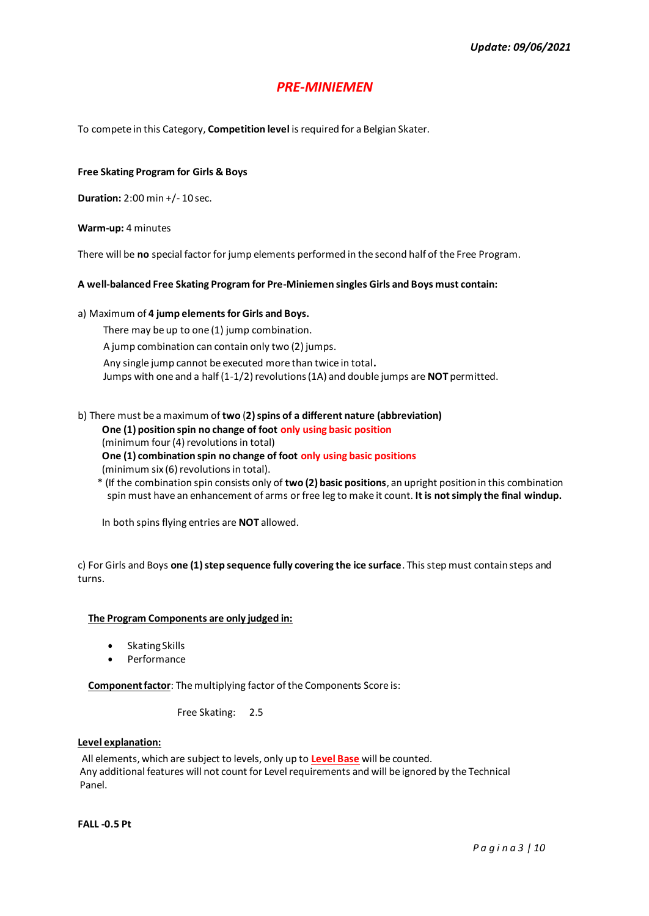*Update: 09/06/2021*

# PRE-MINIEMEN

To compete in this Category, **Competition level** is required for a Belgian Skater.

**Free Skating Program for Girls & Boys**

**Duration:** 2:00 min +/- 10 sec.

**Warm-up:** 4 minutes

There will be **no** special factor for jump elements performed in the second half of the Free Program.

**A well-balanced Free Skating Program for Pre-Miniemen singles Girls and Boys must contain:**

a) Maximum of **4 jump elements for Girls and Boys.**

There may be up to one (1) jump combination.
A jump combination can contain only two (2) jumps.
Any single jump cannot be executed more than twice in total**.**
Jumps with one and a half (1-1/2) revolutions (1A) and double jumps are **NOT** permitted.

b) There must be a maximum of **two (2) spins of a different nature (abbreviation)**

**One (1) position spin no change of foot only using basic position**
(minimum four (4) revolutions in total)
**One (1) combination spin no change of foot only using basic positions**
(minimum six (6) revolutions in total).
* (If the combination spin consists only of **two (2) basic positions**, an upright position in this combination spin must have an enhancement of arms or free leg to make it count. **It is not simply the final windup.**

In both spins flying entries are **NOT** allowed.

c) For Girls and Boys **one (1) step sequence fully covering the ice surface**. This step must contain steps and turns.

**The Program Components are only judged in:**

- Skating Skills
- Performance

**Component factor**: The multiplying factor of the Components Score is:

Free Skating: 2.5

**Level explanation:**

All elements, which are subject to levels, only up to **Level Base** will be counted.
Any additional features will not count for Level requirements and will be ignored by the Technical Panel.

**FALL -0.5 Pt**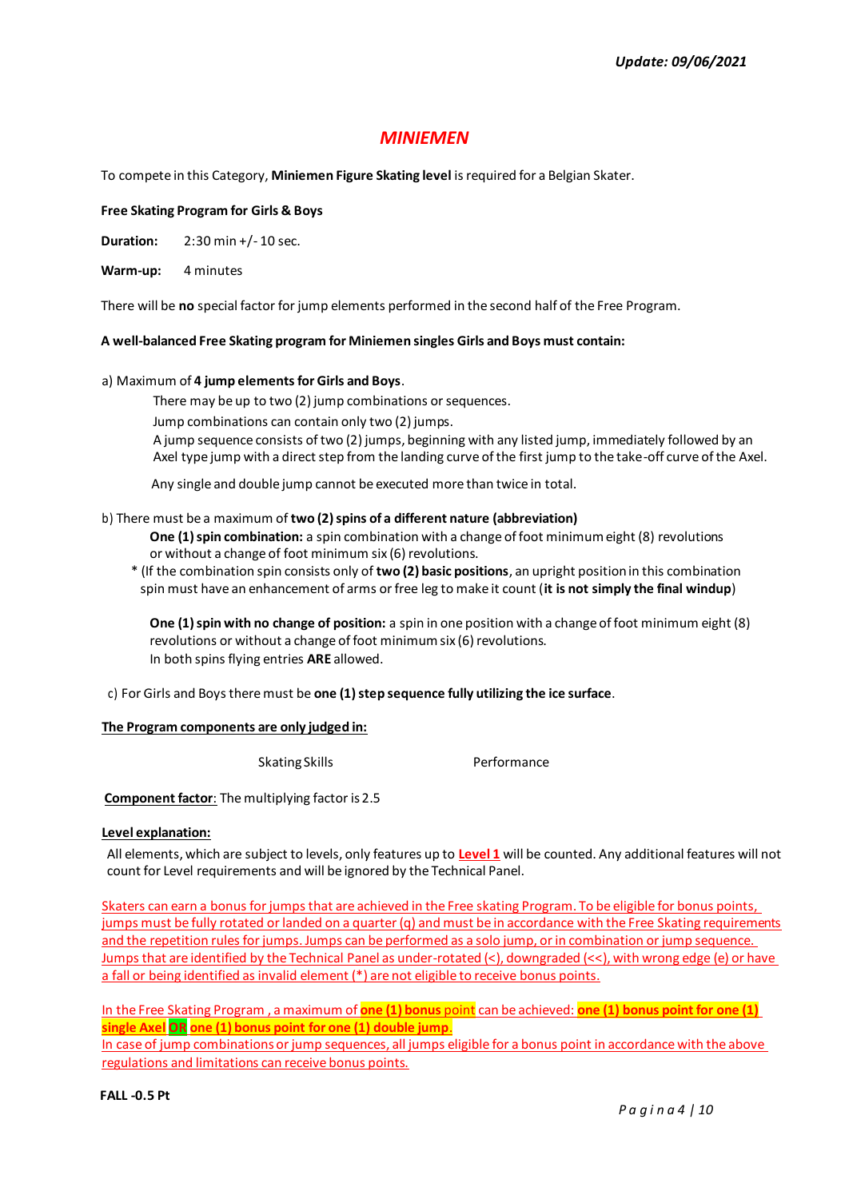*Update: 09/06/2021*

# *MINIEMEN*

To compete in this Category, **Miniemen Figure Skating level** is required for a Belgian Skater.

**Free Skating Program for Girls & Boys**

**Duration:** 2:30 min +/- 10 sec.

**Warm-up:** 4 minutes

There will be **no** special factor for jump elements performed in the second half of the Free Program.

**A well-balanced Free Skating program for Miniemen singles Girls and Boys must contain:**

a) Maximum of **4 jump elements for Girls and Boys**.

There may be up to two (2) jump combinations or sequences.

Jump combinations can contain only two (2) jumps.

A jump sequence consists of two (2) jumps, beginning with any listed jump, immediately followed by an Axel type jump with a direct step from the landing curve of the first jump to the take-off curve of the Axel.

Any single and double jump cannot be executed more than twice in total.

b) There must be a maximum of **two (2) spins of a different nature (abbreviation)**

**One (1) spin combination:** a spin combination with a change of foot minimum eight (8) revolutions or without a change of foot minimum six (6) revolutions.

\* (If the combination spin consists only of **two (2) basic positions**, an upright position in this combination spin must have an enhancement of arms or free leg to make it count (**it is not simply the final windup**)

**One (1) spin with no change of position:** a spin in one position with a change of foot minimum eight (8) revolutions or without a change of foot minimum six (6) revolutions.
In both spins flying entries **ARE** allowed.

c) For Girls and Boys there must be **one (1) step sequence fully utilizing the ice surface**.

**The Program components are only judged in:**

Skating Skills Performance

**Component factor**: The multiplying factor is 2.5

**Level explanation:**

All elements, which are subject to levels, only features up to **Level 1** will be counted. Any additional features will not count for Level requirements and will be ignored by the Technical Panel.

Skaters can earn a bonus for jumps that are achieved in the Free skating Program. To be eligible for bonus points, jumps must be fully rotated or landed on a quarter (q) and must be in accordance with the Free Skating requirements and the repetition rules for jumps. Jumps can be performed as a solo jump, or in combination or jump sequence. Jumps that are identified by the Technical Panel as under-rotated (<), downgraded (<<), with wrong edge (e) or have a fall or being identified as invalid element (*) are not eligible to receive bonus points.

In the Free Skating Program , a maximum of **one (1) bonus** point can be achieved: **one (1) bonus point for one (1) single Axel OR one (1) bonus point for one (1) double jump**.
In case of jump combinations or jump sequences, all jumps eligible for a bonus point in accordance with the above regulations and limitations can receive bonus points.

**FALL -0.5 Pt**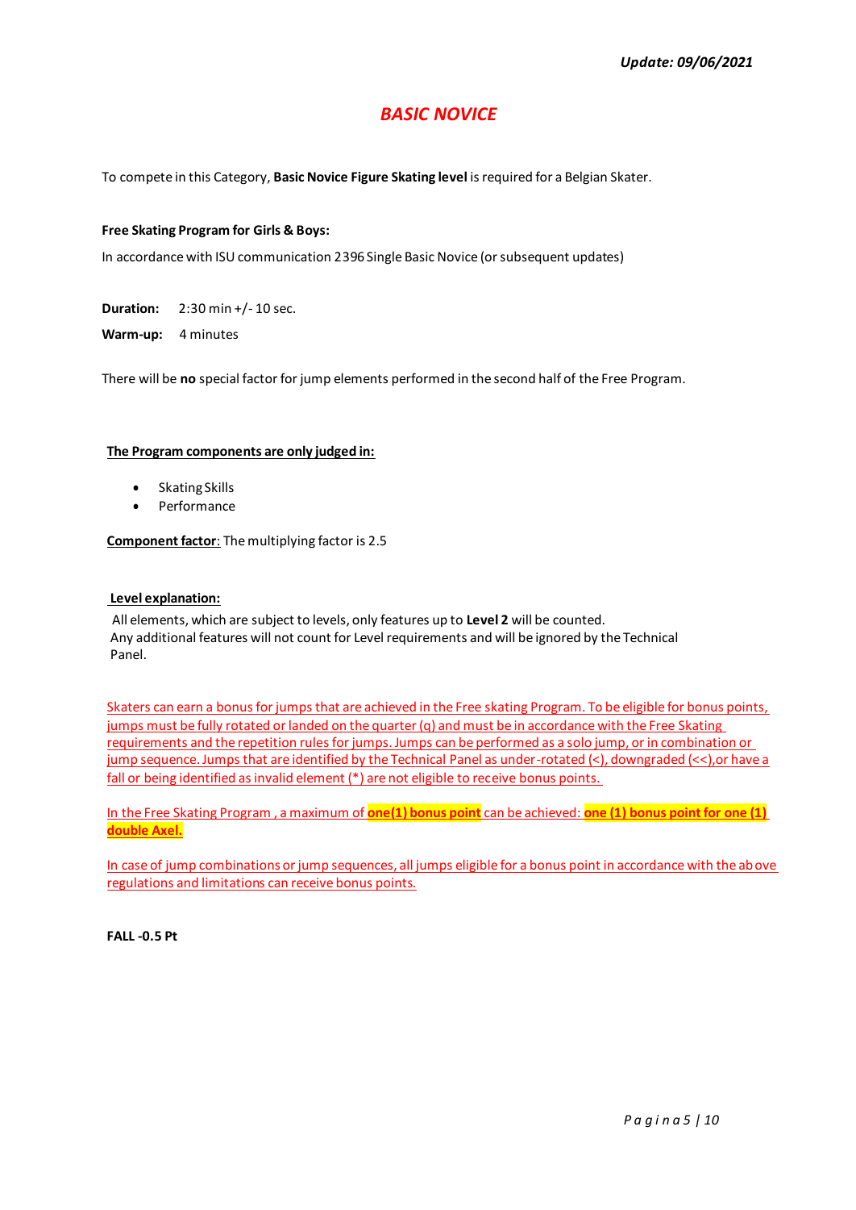*Update: 09/06/2021*

# *BASIC NOVICE*

To compete in this Category, **Basic Novice Figure Skating level** is required for a Belgian Skater.

**Free Skating Program for Girls & Boys:**

In accordance with ISU communication 2396 Single Basic Novice (or subsequent updates)

**Duration:** 2:30 min +/- 10 sec.

**Warm-up:** 4 minutes

There will be **no** special factor for jump elements performed in the second half of the Free Program.

**The Program components are only judged in:**

- Skating Skills
- Performance

**Component factor**: The multiplying factor is 2.5

**Level explanation:**

All elements, which are subject to levels, only features up to **Level 2** will be counted.
Any additional features will not count for Level requirements and will be ignored by the Technical Panel.

Skaters can earn a bonus for jumps that are achieved in the Free skating Program. To be eligible for bonus points, jumps must be fully rotated or landed on the quarter (q) and must be in accordance with the Free Skating requirements and the repetition rules for jumps. Jumps can be performed as a solo jump, or in combination or jump sequence. Jumps that are identified by the Technical Panel as under-rotated (<), downgraded (<<), or have a fall or being identified as invalid element (*) are not eligible to receive bonus points.

In the Free Skating Program , a maximum of **one(1) bonus point** can be achieved: **one (1) bonus point for one (1) double Axel.**

In case of jump combinations or jump sequences, all jumps eligible for a bonus point in accordance with the above regulations and limitations can receive bonus points.

**FALL -0.5 Pt**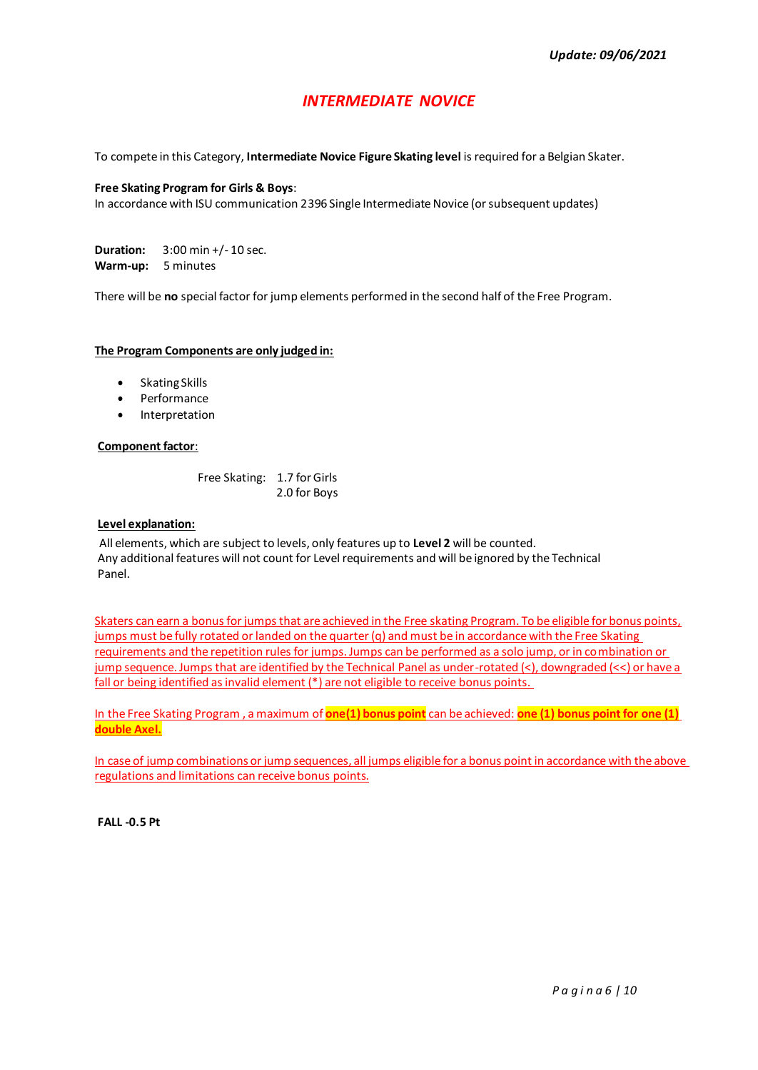*Update: 09/06/2021*

# *INTERMEDIATE NOVICE*

To compete in this Category, **Intermediate Novice Figure Skating level** is required for a Belgian Skater.

**Free Skating Program for Girls & Boys**:
In accordance with ISU communication 2396 Single Intermediate Novice (or subsequent updates)

**Duration:** 3:00 min +/- 10 sec.
**Warm-up:** 5 minutes

There will be **no** special factor for jump elements performed in the second half of the Free Program.

**The Program Components are only judged in:**

- Skating Skills
- Performance
- Interpretation

**Component factor**:

Free Skating: 1.7 for Girls
2.0 for Boys

**Level explanation:**

All elements, which are subject to levels, only features up to **Level 2** will be counted.
Any additional features will not count for Level requirements and will be ignored by the Technical Panel.

Skaters can earn a bonus for jumps that are achieved in the Free skating Program. To be eligible for bonus points, jumps must be fully rotated or landed on the quarter (q) and must be in accordance with the Free Skating requirements and the repetition rules for jumps. Jumps can be performed as a solo jump, or in combination or jump sequence. Jumps that are identified by the Technical Panel as under-rotated (<), downgraded (<<) or have a fall or being identified as invalid element (*) are not eligible to receive bonus points.

In the Free Skating Program , a maximum of **one(1) bonus point** can be achieved: **one (1) bonus point for one (1) double Axel.**

In case of jump combinations or jump sequences, all jumps eligible for a bonus point in accordance with the above regulations and limitations can receive bonus points.

**FALL -0.5 Pt**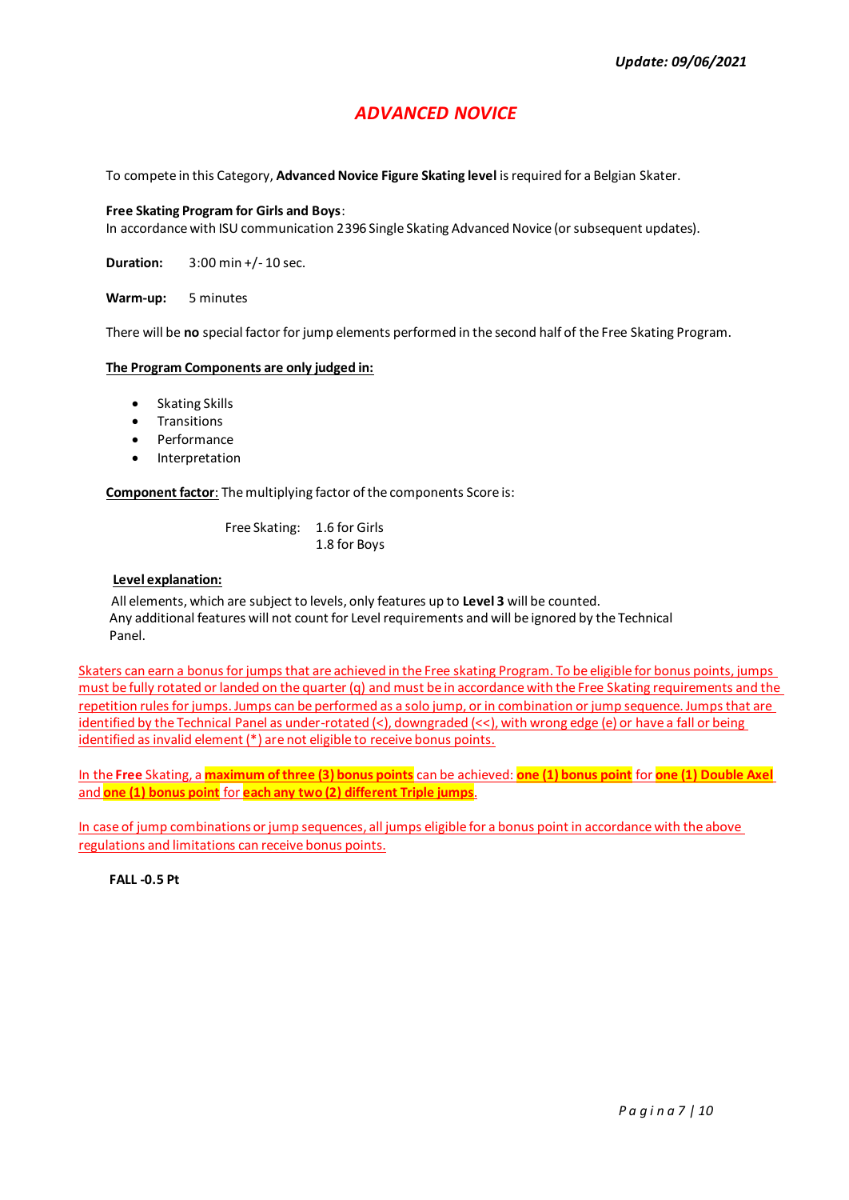*Update: 09/06/2021*

# *ADVANCED NOVICE*

To compete in this Category, **Advanced Novice Figure Skating level** is required for a Belgian Skater.

**Free Skating Program for Girls and Boys**:
In accordance with ISU communication 2396 Single Skating Advanced Novice (or subsequent updates).

**Duration:** 3:00 min +/- 10 sec.

**Warm-up:** 5 minutes

There will be **no** special factor for jump elements performed in the second half of the Free Skating Program.

**The Program Components are only judged in:**

- Skating Skills
- Transitions
- Performance
- Interpretation

**Component factor**: The multiplying factor of the components Score is:

Free Skating: 1.6 for Girls
1.8 for Boys

**Level explanation:**

All elements, which are subject to levels, only features up to **Level 3** will be counted.
Any additional features will not count for Level requirements and will be ignored by the Technical Panel.

Skaters can earn a bonus for jumps that are achieved in the Free skating Program. To be eligible for bonus points, jumps must be fully rotated or landed on the quarter (q) and must be in accordance with the Free Skating requirements and the repetition rules for jumps. Jumps can be performed as a solo jump, or in combination or jump sequence. Jumps that are identified by the Technical Panel as under-rotated (<), downgraded (<<), with wrong edge (e) or have a fall or being identified as invalid element (*) are not eligible to receive bonus points.

In the **Free** Skating, a **maximum of three (3) bonus points** can be achieved: **one (1) bonus point** for **one (1) Double Axel** and **one (1) bonus point** for **each any two (2) different Triple jumps**.

In case of jump combinations or jump sequences, all jumps eligible for a bonus point in accordance with the above regulations and limitations can receive bonus points.

**FALL -0.5 Pt**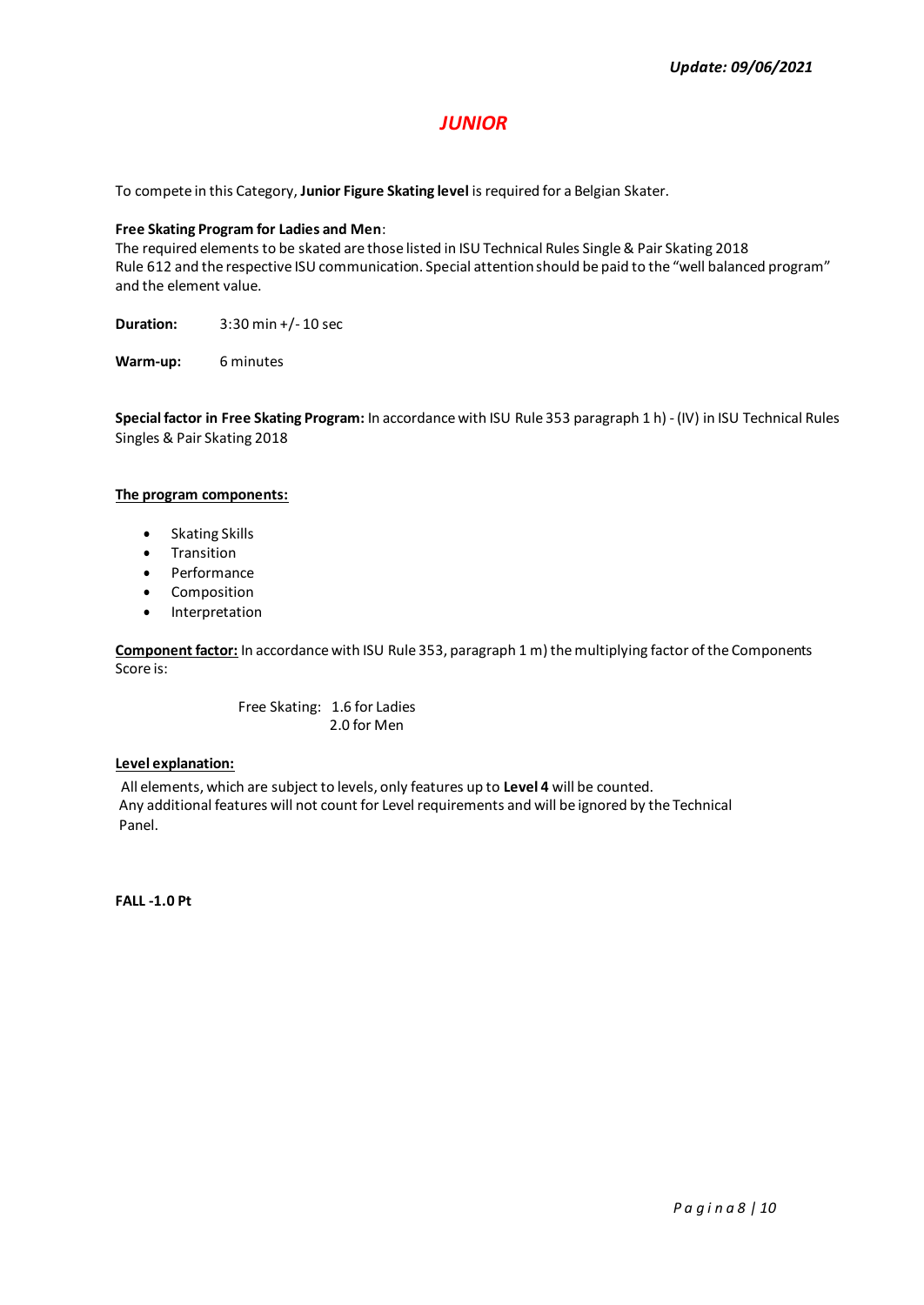***Update: 09/06/2021***

# *JUNIOR*

To compete in this Category, **Junior Figure Skating level** is required for a Belgian Skater.

**Free Skating Program for Ladies and Men**:
The required elements to be skated are those listed in ISU Technical Rules Single & Pair Skating 2018 Rule 612 and the respective ISU communication. Special attention should be paid to the "well balanced program" and the element value.

**Duration:** 3:30 min +/- 10 sec

**Warm-up:** 6 minutes

**Special factor in Free Skating Program:** In accordance with ISU Rule 353 paragraph 1 h) - (IV) in ISU Technical Rules Singles & Pair Skating 2018

**The program components:**

- Skating Skills
- Transition
- Performance
- Composition
- Interpretation

**Component factor:** In accordance with ISU Rule 353, paragraph 1 m) the multiplying factor of the Components Score is:

Free Skating: 1.6 for Ladies
2.0 for Men

**Level explanation:**

All elements, which are subject to levels, only features up to **Level 4** will be counted.
Any additional features will not count for Level requirements and will be ignored by the Technical Panel.

**FALL -1.0 Pt**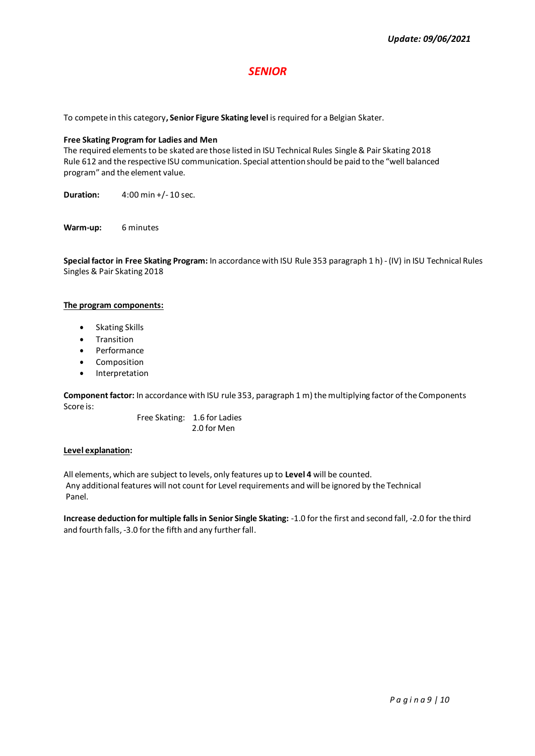*Update: 09/06/2021*

# *SENIOR*

To compete in this category**, Senior Figure Skating level** is required for a Belgian Skater.

**Free Skating Program for Ladies and Men**
The required elements to be skated are those listed in ISU Technical Rules Single & Pair Skating 2018 Rule 612 and the respective ISU communication. Special attention should be paid to the "well balanced program" and the element value.

**Duration:** 4:00 min +/- 10 sec.

**Warm-up:** 6 minutes

**Special factor in Free Skating Program:** In accordance with ISU Rule 353 paragraph 1 h) - (IV) in ISU Technical Rules Singles & Pair Skating 2018

**The program components:**

- Skating Skills
- Transition
- Performance
- Composition
- Interpretation

**Component factor:** In accordance with ISU rule 353, paragraph 1 m) the multiplying factor of the Components Score is:

Free Skating: 1.6 for Ladies
2.0 for Men

**Level explanation:**

All elements, which are subject to levels, only features up to **Level 4** will be counted.
Any additional features will not count for Level requirements and will be ignored by the Technical Panel.

**Increase deduction for multiple falls in Senior Single Skating:** -1.0 for the first and second fall, -2.0 for the third and fourth falls, -3.0 for the fifth and any further fall.